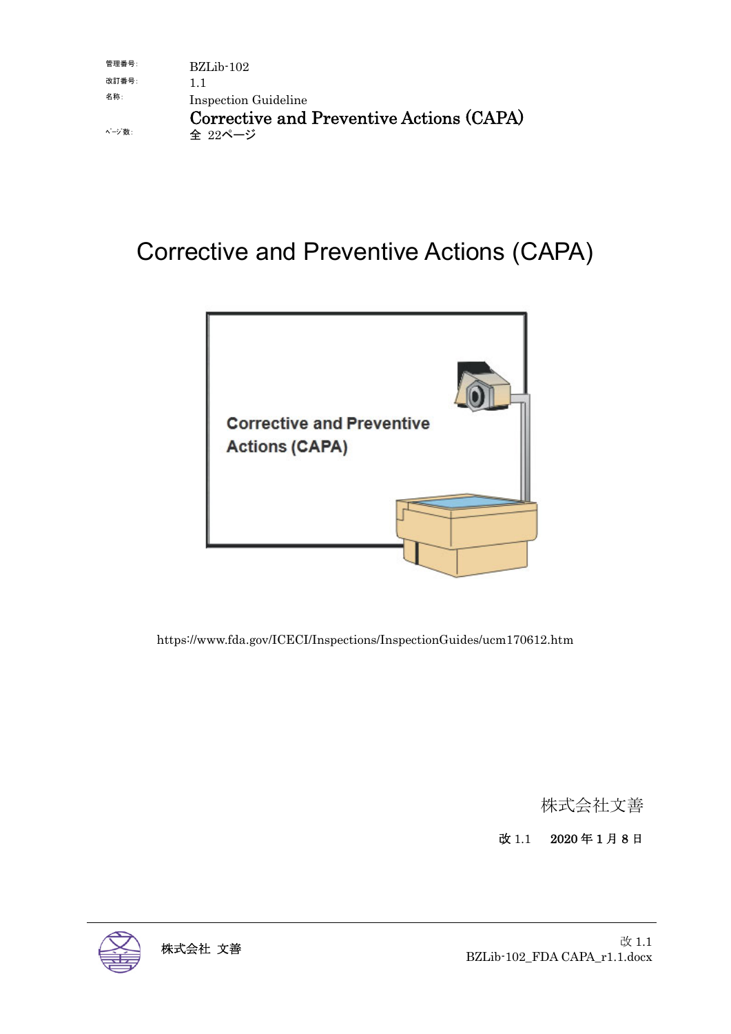| | |
|---|---|
| 管理番号: | BZLib-102 |
| 改訂番号: | 1.1 |
| 名称: | Inspection Guideline<br>Corrective and Preventive Actions (CAPA) |
| ﾍﾟｰｼﾞ数: | 全 22ページ |

# Corrective and Preventive Actions (CAPA)

https://www.fda.gov/ICECI/Inspections/InspectionGuides/ucm170612.htm

株式会社文善

改 1.1　 2020 年 1 月 8 日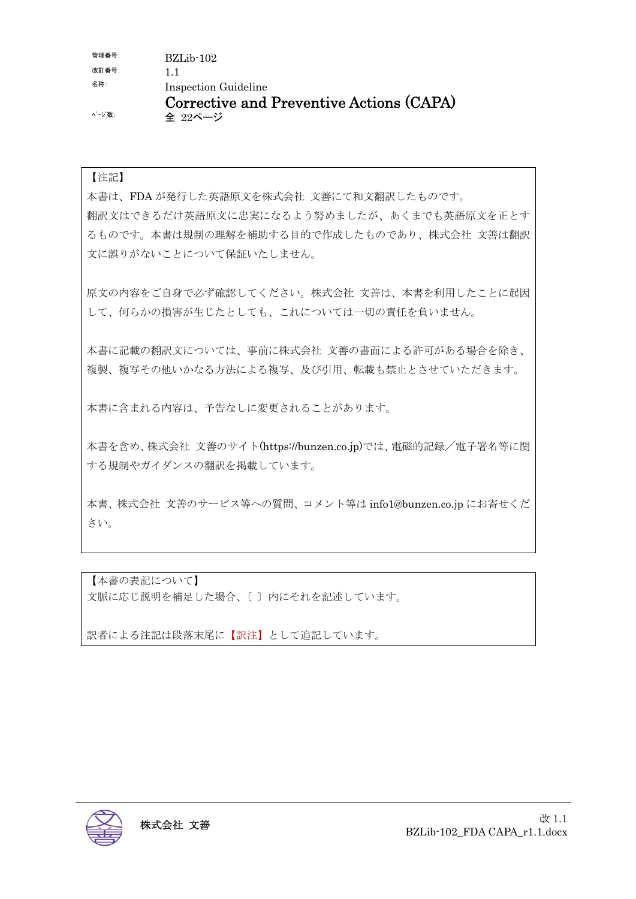| | |
|---|---|
| 管理番号: | BZLib-102 |
| 改訂番号: | 1.1 |
| 名称: | Inspection Guideline<br>**Corrective and Preventive Actions (CAPA)** |
| ﾍﾟｰｼﾞ数: | 全 22ページ |

【注記】

本書は、FDA が発行した英語原文を株式会社 文善にて和文翻訳したものです。
翻訳文はできるだけ英語原文に忠実になるよう努めましたが、あくまでも英語原文を正とするものです。本書は規制の理解を補助する目的で作成したものであり、株式会社 文善は翻訳文に誤りがないことについて保証いたしません。

原文の内容をご自身で必ず確認してください。株式会社 文善は、本書を利用したことに起因して、何らかの損害が生じたとしても、これについては一切の責任を負いません。

本書に記載の翻訳文については、事前に株式会社 文善の書面による許可がある場合を除き、複製、複写その他いかなる方法による複写、及び引用、転載も禁止とさせていただきます。

本書に含まれる内容は、予告なしに変更されることがあります。

本書を含め、株式会社 文善のサイト(https://bunzen.co.jp)では、電磁的記録／電子署名等に関する規制やガイダンスの翻訳を掲載しています。

本書、株式会社 文善のサービス等への質問、コメント等は info1@bunzen.co.jp にお寄せください。

【本書の表記について】

文脈に応じ説明を補足した場合、〔 〕内にそれを記述しています。

訳者による注記は段落末尾に【訳注】として追記しています。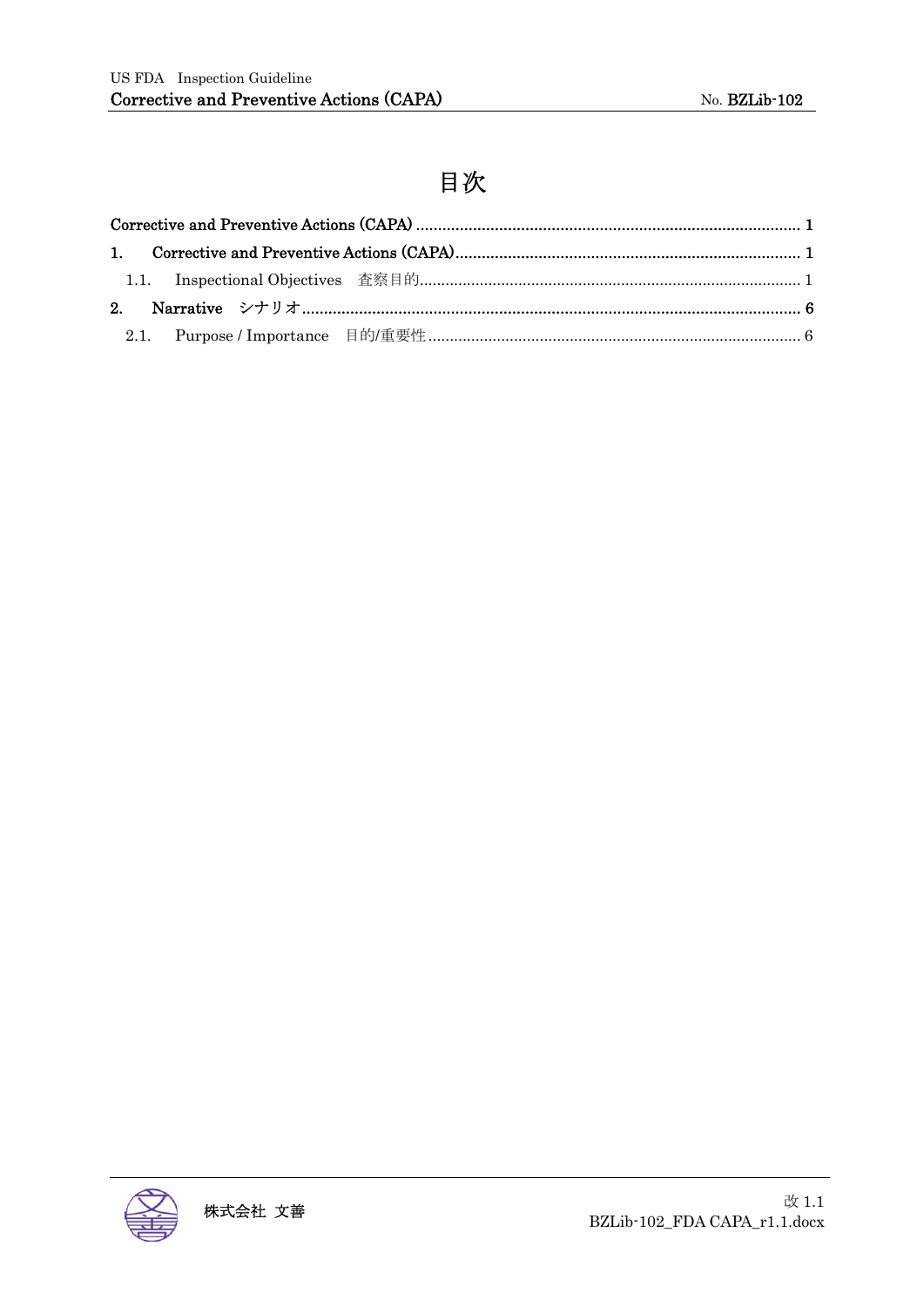# 目次

Corrective and Preventive Actions (CAPA) ........................................ 1

1. Corrective and Preventive Actions (CAPA) ........................................ 1

  1.1. Inspectional Objectives 査察目的 ........................................ 1

2. Narrative シナリオ ........................................ 6

  2.1. Purpose / Importance 目的/重要性 ........................................ 6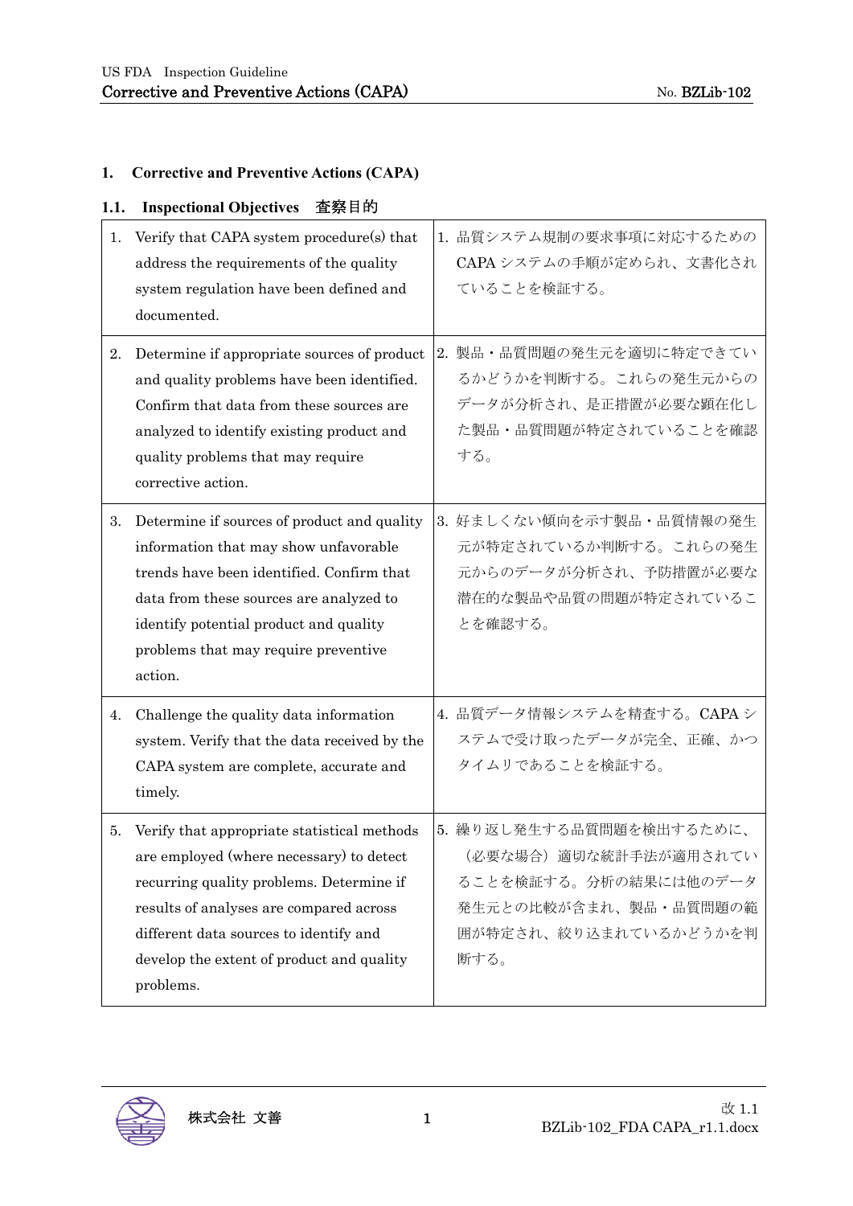## 1. Corrective and Preventive Actions (CAPA)

### 1.1. Inspectional Objectives　査察目的

| | |
|---|---|
| 1. Verify that CAPA system procedure(s) that address the requirements of the quality system regulation have been defined and documented. | 1. 品質システム規制の要求事項に対応するためのCAPAシステムの手順が定められ、文書化されていることを検証する。 |
| 2. Determine if appropriate sources of product and quality problems have been identified. Confirm that data from these sources are analyzed to identify existing product and quality problems that may require corrective action. | 2. 製品・品質問題の発生元を適切に特定できているかどうかを判断する。これらの発生元からのデータが分析され、是正措置が必要な顕在化した製品・品質問題が特定されていることを確認する。 |
| 3. Determine if sources of product and quality information that may show unfavorable trends have been identified. Confirm that data from these sources are analyzed to identify potential product and quality problems that may require preventive action. | 3. 好ましくない傾向を示す製品・品質情報の発生元が特定されているか判断する。これらの発生元からのデータが分析され、予防措置が必要な潜在的な製品や品質の問題が特定されていることを確認する。 |
| 4. Challenge the quality data information system. Verify that the data received by the CAPA system are complete, accurate and timely. | 4. 品質データ情報システムを精査する。CAPAシステムで受け取ったデータが完全、正確、かつタイムリであることを検証する。 |
| 5. Verify that appropriate statistical methods are employed (where necessary) to detect recurring quality problems. Determine if results of analyses are compared across different data sources to identify and develop the extent of product and quality problems. | 5. 繰り返し発生する品質問題を検出するために、（必要な場合）適切な統計手法が適用されていることを検証する。分析の結果には他のデータ発生元との比較が含まれ、製品・品質問題の範囲が特定され、絞り込まれているかどうかを判断する。 |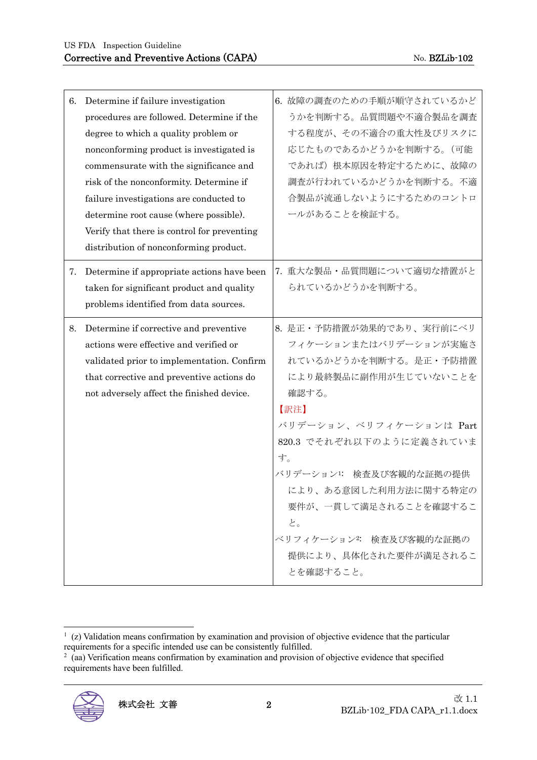| | |
|---|---|
| 6. Determine if failure investigation procedures are followed. Determine if the degree to which a quality problem or nonconforming product is investigated is commensurate with the significance and risk of the nonconformity. Determine if failure investigations are conducted to determine root cause (where possible). Verify that there is control for preventing distribution of nonconforming product. | 6. 故障の調査のための手順が順守されているかどうかを判断する。品質問題や不適合製品を調査する程度が、その不適合の重大性及びリスクに応じたものであるかどうかを判断する。（可能であれば）根本原因を特定するために、故障の調査が行われているかどうかを判断する。不適合製品が流通しないようにするためのコントロールがあることを検証する。 |
| 7. Determine if appropriate actions have been taken for significant product and quality problems identified from data sources. | 7. 重大な製品・品質問題について適切な措置がとられているかどうかを判断する。 |
| 8. Determine if corrective and preventive actions were effective and verified or validated prior to implementation. Confirm that corrective and preventive actions do not adversely affect the finished device. | 8. 是正・予防措置が効果的であり、実行前にベリフィケーションまたはバリデーションが実施されているかどうかを判断する。是正・予防措置により最終製品に副作用が生じていないことを確認する。<br>【訳注】<br>バリデーション、ベリフィケーションは Part 820.3 でそれぞれ以下のように定義されています。<br>バリデーション[1]: 検査及び客観的な証拠の提供により、ある意図した利用方法に関する特定の要件が、一貫して満足されることを確認すること。<br>ベリフィケーション[2]: 検査及び客観的な証拠の提供により、具体化された要件が満足されることを確認すること。 |

[1] (z) Validation means confirmation by examination and provision of objective evidence that the particular requirements for a specific intended use can be consistently fulfilled.

[2] (aa) Verification means confirmation by examination and provision of objective evidence that specified requirements have been fulfilled.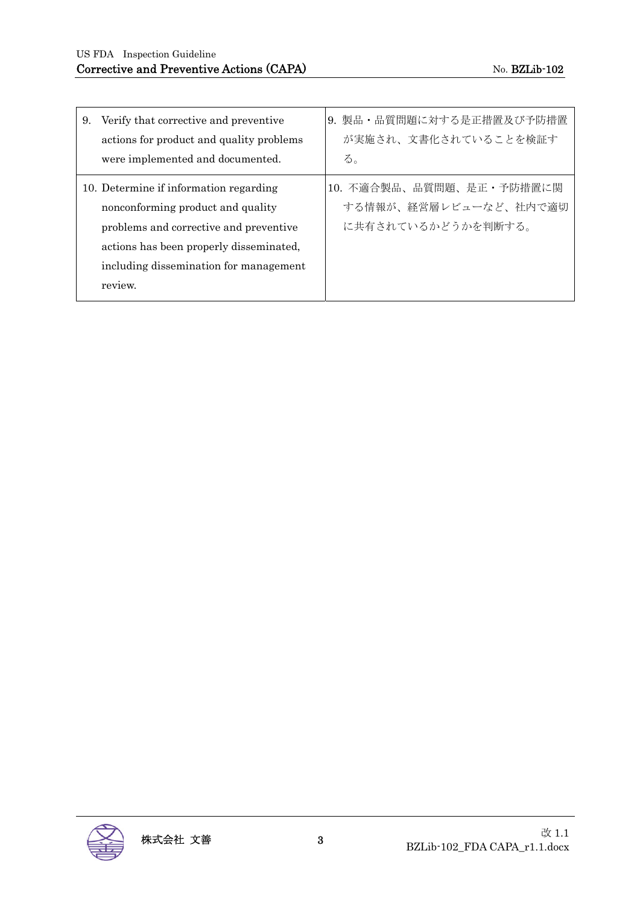| | |
|---|---|
| 9. Verify that corrective and preventive actions for product and quality problems were implemented and documented. | 9. 製品・品質問題に対する是正措置及び予防措置が実施され、文書化されていることを検証する。 |
| 10. Determine if information regarding nonconforming product and quality problems and corrective and preventive actions has been properly disseminated, including dissemination for management review. | 10. 不適合製品、品質問題、是正・予防措置に関する情報が、経営層レビューなど、社内で適切に共有されているかどうかを判断する。 |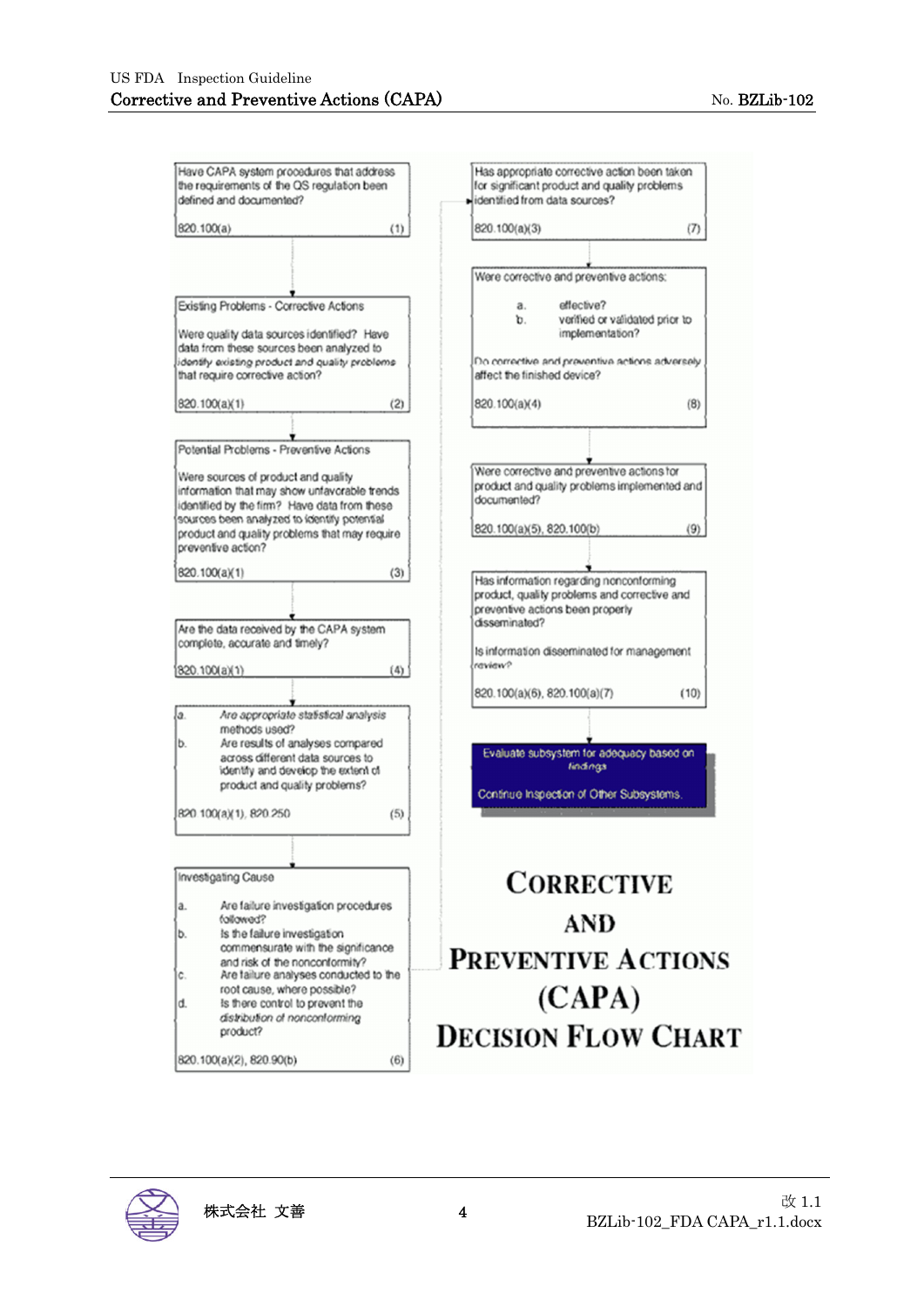# Corrective and Preventive Actions (CAPA) Decision Flow Chart

**(1)** Have CAPA system procedures that address the requirements of the QS regulation been defined and documented?

820.100(a)

↓

**(2)** Existing Problems - Corrective Actions

Were quality data sources identified? Have data from these sources been analyzed to identify existing product and quality problems that require corrective action?

820.100(a)(1)

↓

**(3)** Potential Problems - Preventive Actions

Were sources of product and quality information that may show unfavorable trends identified by the firm? Have data from these sources been analyzed to identify potential product and quality problems that may require preventive action?

820.100(a)(1)

↓

**(4)** Are the data received by the CAPA system complete, accurate and timely?

820.100(a)(1)

↓

**(5)**

a. Are appropriate statistical analysis methods used?
b. Are results of analyses compared across different data sources to identify and develop the extent of product and quality problems?

820.100(a)(1), 820.250

↓

**(6)** Investigating Cause

a. Are failure investigation procedures followed?
b. Is the failure investigation commensurate with the significance and risk of the nonconformity?
c. Are failure analyses conducted to the root cause, where possible?
d. Is there control to prevent the distribution of nonconforming product?

820.100(a)(2), 820.90(b)

↓

**(7)** Has appropriate corrective action been taken for significant product and quality problems identified from data sources?

820.100(a)(3)

↓

**(8)** Were corrective and preventive actions:

a. effective?
b. verified or validated prior to implementation?

Do corrective and preventive actions adversely affect the finished device?

820.100(a)(4)

↓

**(9)** Were corrective and preventive actions for product and quality problems implemented and documented?

820.100(a)(5), 820.100(b)

↓

**(10)** Has information regarding nonconforming product, quality problems and corrective and preventive actions been properly disseminated?

Is information disseminated for management review?

820.100(a)(6), 820.100(a)(7)

↓

Evaluate subsystem for adequacy based on findings

Continue Inspection of Other Subsystems.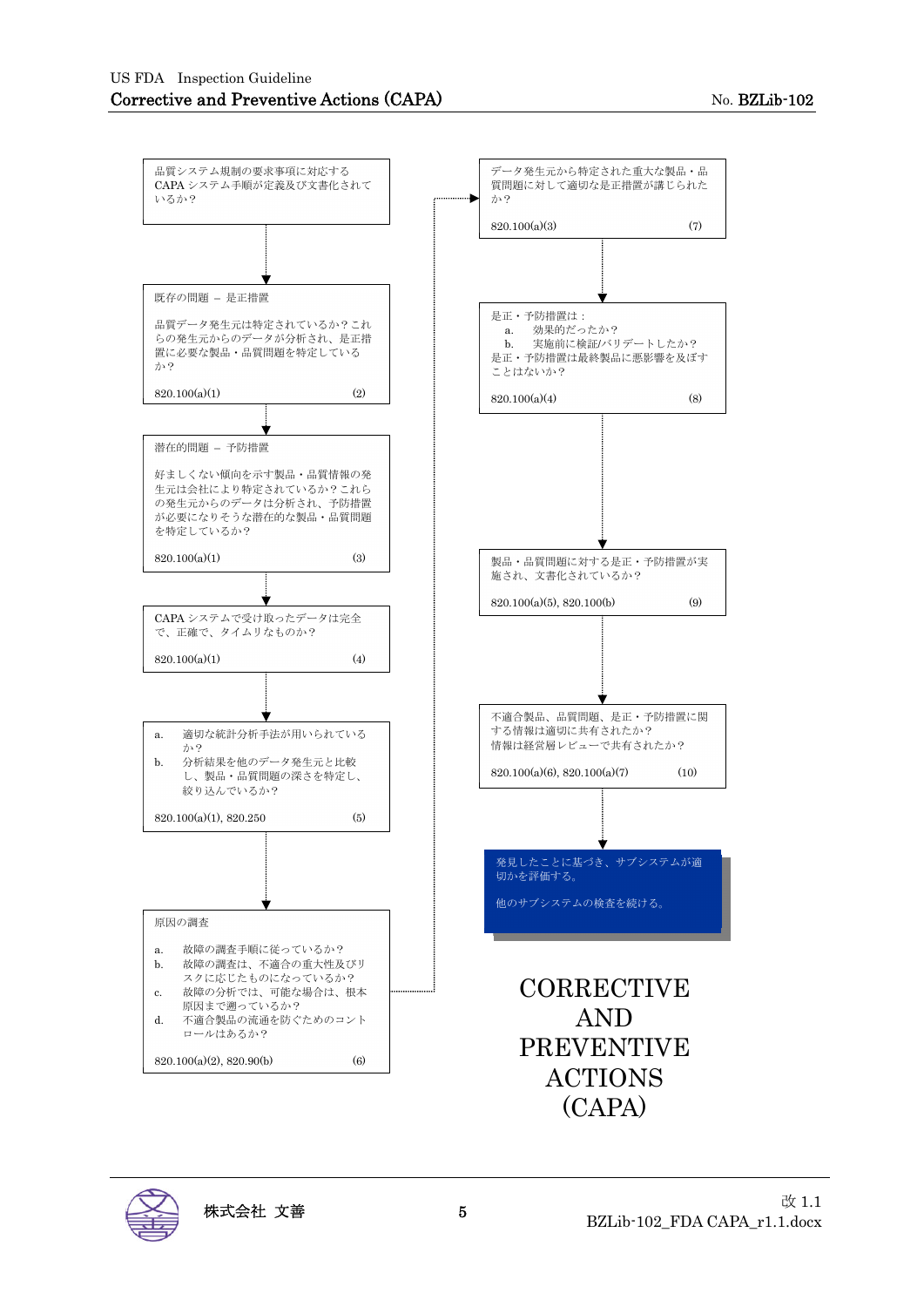品質システム規制の要求事項に対応するCAPAシステム手順が定義及び文書化されているか？

↓

既存の問題 – 是正措置

品質データ発生元は特定されているか？これらの発生元からのデータが分析され、是正措置に必要な製品・品質問題を特定しているか？

820.100(a)(1) (2)

↓

潜在的問題 – 予防措置

好ましくない傾向を示す製品・品質情報の発生元は会社により特定されているか？これらの発生元からのデータは分析され、予防措置が必要になりそうな潜在的な製品・品質問題を特定しているか？

820.100(a)(1) (3)

↓

CAPAシステムで受け取ったデータは完全で、正確で、タイムリなものか？

820.100(a)(1) (4)

↓

a. 適切な統計分析手法が用いられているか？
b. 分析結果を他のデータ発生元と比較し、製品・品質問題の深さを特定し、絞り込んでいるか？

820.100(a)(1), 820.250 (5)

↓

原因の調査

a. 故障の調査手順に従っているか？
b. 故障の調査は、不適合の重大性及びリスクに応じたものになっているか？
c. 故障の分析では、可能な場合は、根本原因まで遡っているか？
d. 不適合製品の流通を防ぐためのコントロールはあるか？

820.100(a)(2), 820.90(b) (6)

→

データ発生元から特定された重大な製品・品質問題に対して適切な是正措置が講じられたか？

820.100(a)(3) (7)

↓

是正・予防措置は：
a. 効果的だったか？
b. 実施前に検証/バリデートしたか？
是正・予防措置は最終製品に悪影響を及ぼすことはないか？

820.100(a)(4) (8)

↓

製品・品質問題に対する是正・予防措置が実施され、文書化されているか？

820.100(a)(5), 820.100(b) (9)

↓

不適合製品、品質問題、是正・予防措置に関する情報は適切に共有されたか？
情報は経営層レビューで共有されたか？

820.100(a)(6), 820.100(a)(7) (10)

↓

発見したことに基づき、サブシステムが適切かを評価する。

他のサブシステムの検査を続ける。

# CORRECTIVE AND PREVENTIVE ACTIONS (CAPA)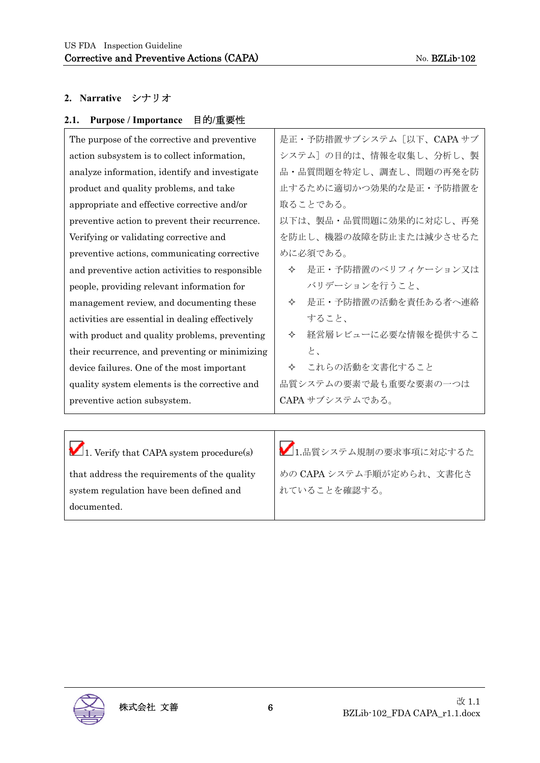## 2. Narrative　シナリオ

### 2.1. Purpose / Importance　目的/重要性

| The purpose of the corrective and preventive action subsystem is to collect information, analyze information, identify and investigate product and quality problems, and take appropriate and effective corrective and/or preventive action to prevent their recurrence. Verifying or validating corrective and preventive actions, communicating corrective and preventive action activities to responsible people, providing relevant information for management review, and documenting these activities are essential in dealing effectively with product and quality problems, preventing their recurrence, and preventing or minimizing device failures. One of the most important quality system elements is the corrective and preventive action subsystem. | 是正・予防措置サブシステム［以下、CAPA サブシステム］の目的は、情報を収集し、分析し、製品・品質問題を特定し、調査し、問題の再発を防止するために適切かつ効果的な是正・予防措置を取ることである。<br>以下は、製品・品質問題に効果的に対応し、再発を防止し、機器の故障を防止または減少させるために必須である。<br>✧ 是正・予防措置のベリフィケーション又はバリデーションを行うこと、<br>✧ 是正・予防措置の活動を責任ある者へ連絡すること、<br>✧ 経営層レビューに必要な情報を提供すること、<br>✧ これらの活動を文書化すること<br>品質システムの要素で最も重要な要素の一つは CAPA サブシステムである。 |
|---|---|

| ☑ 1. Verify that CAPA system procedure(s) that address the requirements of the quality system regulation have been defined and documented. | ☑ 1.品質システム規制の要求事項に対応するための CAPA システム手順が定められ、文書化されていることを確認する。 |
|---|---|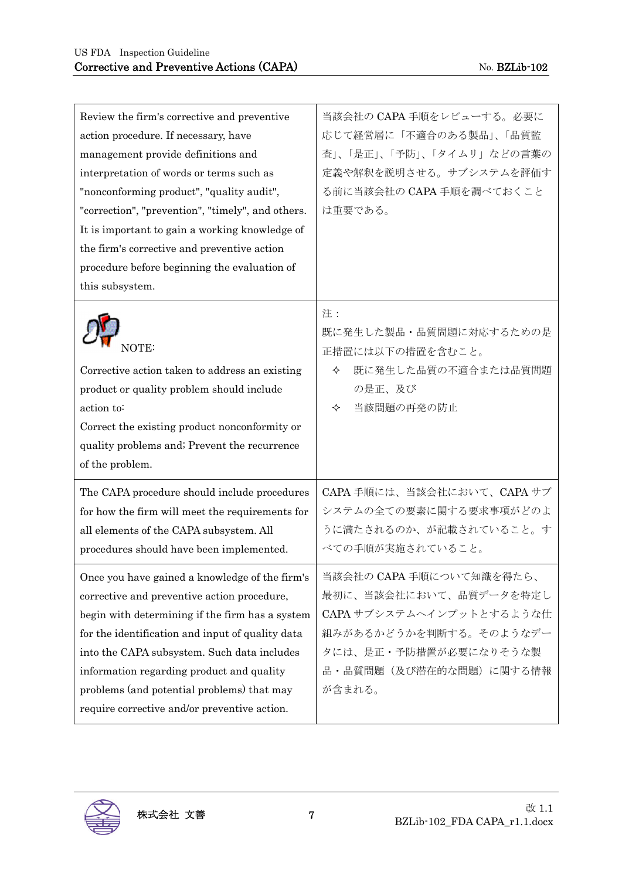| | |
|---|---|
| Review the firm's corrective and preventive action procedure. If necessary, have management provide definitions and interpretation of words or terms such as "nonconforming product", "quality audit", "correction", "prevention", "timely", and others. It is important to gain a working knowledge of the firm's corrective and preventive action procedure before beginning the evaluation of this subsystem. | 当該会社の CAPA 手順をレビューする。必要に応じて経営層に「不適合のある製品」、「品質監査」、「是正」、「予防」、「タイムリ」などの言葉の定義や解釈を説明させる。サブシステムを評価する前に当該会社の CAPA 手順を調べておくことは重要である。 |
| NOTE:<br>Corrective action taken to address an existing product or quality problem should include action to:<br>Correct the existing product nonconformity or quality problems and; Prevent the recurrence of the problem. | 注：<br>既に発生した製品・品質問題に対応するための是正措置には以下の措置を含むこと。<br>✧ 既に発生した品質の不適合または品質問題の是正、及び<br>✧ 当該問題の再発の防止 |
| The CAPA procedure should include procedures for how the firm will meet the requirements for all elements of the CAPA subsystem. All procedures should have been implemented. | CAPA 手順には、当該会社において、CAPA サブシステムの全ての要素に関する要求事項がどのように満たされるのか、が記載されていること。すべての手順が実施されていること。 |
| Once you have gained a knowledge of the firm's corrective and preventive action procedure, begin with determining if the firm has a system for the identification and input of quality data into the CAPA subsystem. Such data includes information regarding product and quality problems (and potential problems) that may require corrective and/or preventive action. | 当該会社の CAPA 手順について知識を得たら、最初に、当該会社において、品質データを特定し CAPA サブシステムへインプットとするような仕組みがあるかどうかを判断する。そのようなデータには、是正・予防措置が必要になりそうな製品・品質問題（及び潜在的な問題）に関する情報が含まれる。 |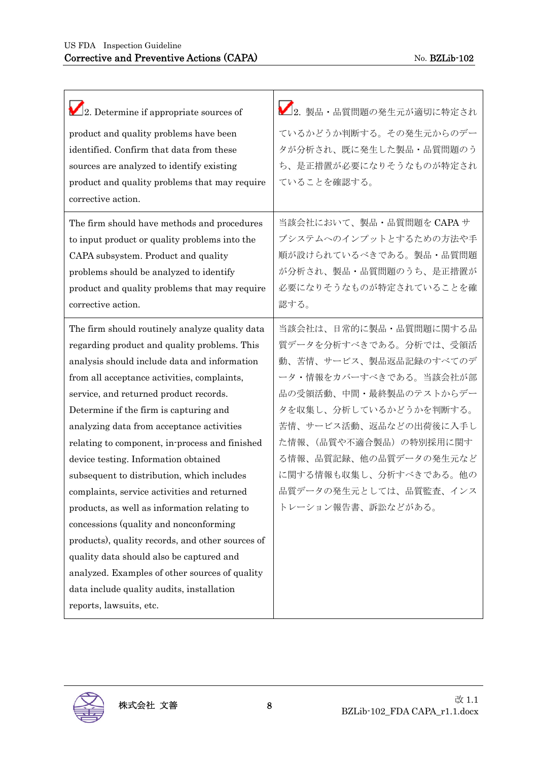| | |
|---|---|
| ☑2. Determine if appropriate sources of product and quality problems have been identified. Confirm that data from these sources are analyzed to identify existing product and quality problems that may require corrective action. | ☑2. 製品・品質問題の発生元が適切に特定されているかどうか判断する。その発生元からのデータが分析され、既に発生した製品・品質問題のうち、是正措置が必要になりそうなものが特定されていることを確認する。 |
| The firm should have methods and procedures to input product or quality problems into the CAPA subsystem. Product and quality problems should be analyzed to identify product and quality problems that may require corrective action. | 当該会社において、製品・品質問題を CAPA サブシステムへのインプットとするための方法や手順が設けられているべきである。製品・品質問題が分析され、製品・品質問題のうち、是正措置が必要になりそうなものが特定されていることを確認する。 |
| The firm should routinely analyze quality data regarding product and quality problems. This analysis should include data and information from all acceptance activities, complaints, service, and returned product records. Determine if the firm is capturing and analyzing data from acceptance activities relating to component, in-process and finished device testing. Information obtained subsequent to distribution, which includes complaints, service activities and returned products, as well as information relating to concessions (quality and nonconforming products), quality records, and other sources of quality data should also be captured and analyzed. Examples of other sources of quality data include quality audits, installation reports, lawsuits, etc. | 当該会社は、日常的に製品・品質問題に関する品質データを分析すべきである。分析では、受領活動、苦情、サービス、製品返品記録のすべてのデータ・情報をカバーすべきである。当該会社が部品の受領活動、中間・最終製品のテストからデータを収集し、分析しているかどうかを判断する。苦情、サービス活動、返品などの出荷後に入手した情報、（品質や不適合製品）の特別採用に関する情報、品質記録、他の品質データの発生元などに関する情報も収集し、分析すべきである。他の品質データの発生元としては、品質監査、インストレーション報告書、訴訟などがある。 |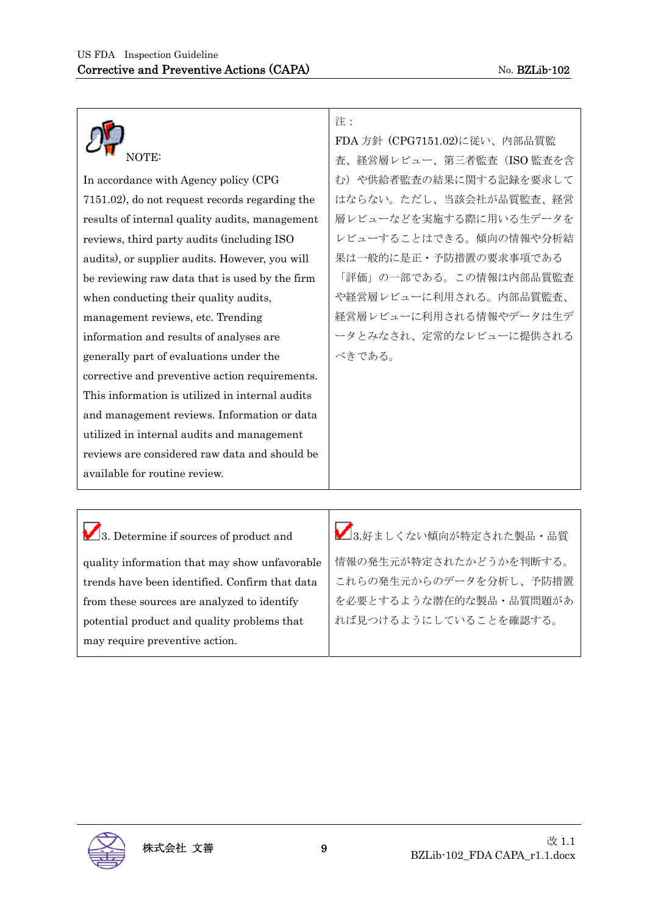| NOTE: | 注： |
| --- | --- |
| In accordance with Agency policy (CPG 7151.02), do not request records regarding the results of internal quality audits, management reviews, third party audits (including ISO audits), or supplier audits. However, you will be reviewing raw data that is used by the firm when conducting their quality audits, management reviews, etc. Trending information and results of analyses are generally part of evaluations under the corrective and preventive action requirements. This information is utilized in internal audits and management reviews. Information or data utilized in internal audits and management reviews are considered raw data and should be available for routine review. | FDA 方針（CPG7151.02)に従い、内部品質監査、経営層レビュー、第三者監査（ISO 監査を含む）や供給者監査の結果に関する記録を要求してはならない。ただし、当該会社が品質監査、経営層レビューなどを実施する際に用いる生データをレビューすることはできる。傾向の情報や分析結果は一般的に是正・予防措置の要求事項である「評価」の一部である。この情報は内部品質監査や経営層レビューに利用される。内部品質監査、経営層レビューに利用される情報やデータは生データとみなされ、定常的なレビューに提供されるべきである。 |

| 3. Determine if sources of product and quality information that may show unfavorable trends have been identified. Confirm that data from these sources are analyzed to identify potential product and quality problems that may require preventive action. | 3.好ましくない傾向が特定された製品・品質情報の発生元が特定されたかどうかを判断する。これらの発生元からのデータを分析し、予防措置を必要とするような潜在的な製品・品質問題があれば見つけるようにしていることを確認する。 |
| --- | --- |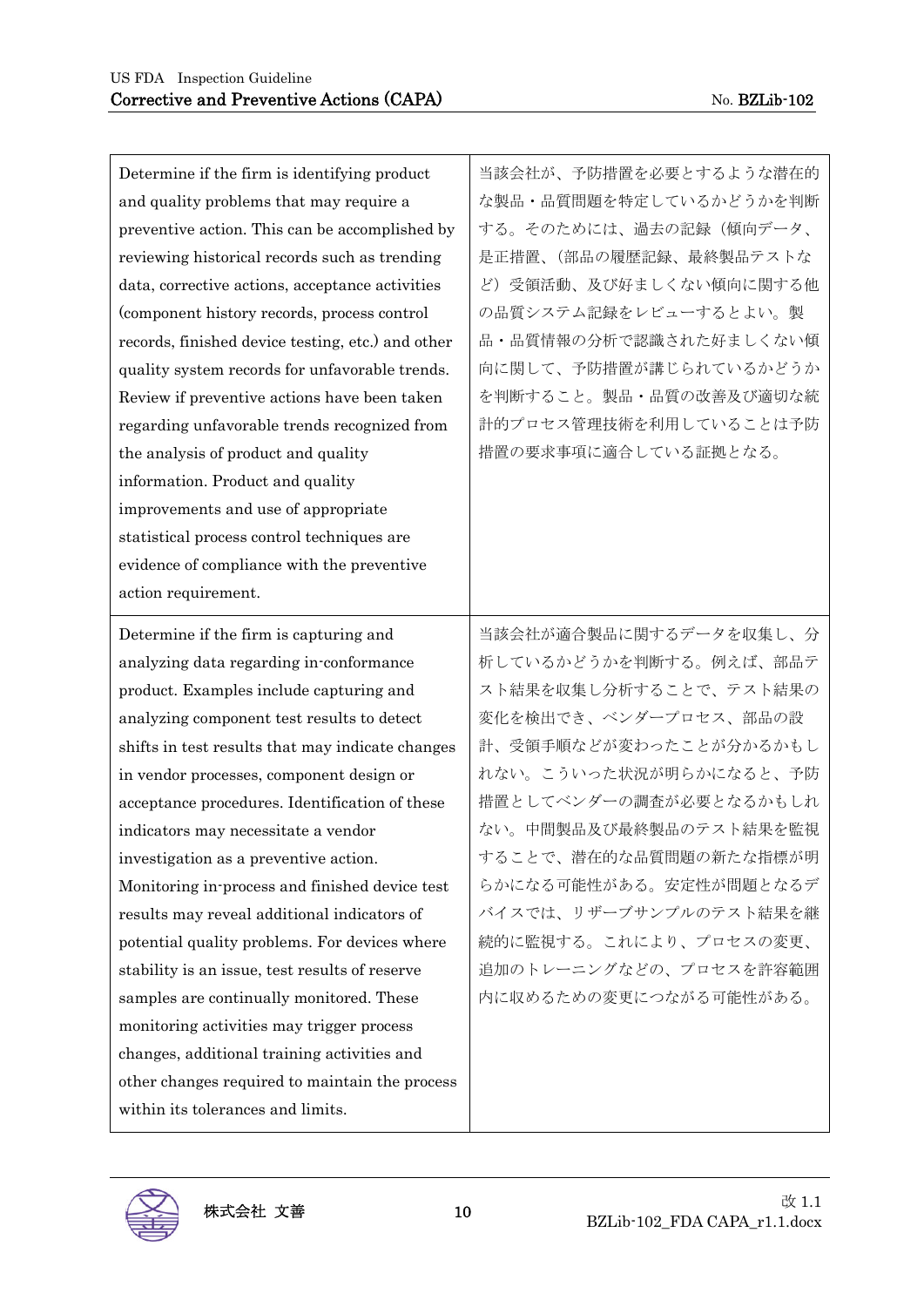| Determine if the firm is identifying product and quality problems that may require a preventive action. This can be accomplished by reviewing historical records such as trending data, corrective actions, acceptance activities (component history records, process control records, finished device testing, etc.) and other quality system records for unfavorable trends. Review if preventive actions have been taken regarding unfavorable trends recognized from the analysis of product and quality information. Product and quality improvements and use of appropriate statistical process control techniques are evidence of compliance with the preventive action requirement. | 当該会社が、予防措置を必要とするような潜在的な製品・品質問題を特定しているかどうかを判断する。そのためには、過去の記録（傾向データ、是正措置、（部品の履歴記録、最終製品テストなど）受領活動、及び好ましくない傾向に関する他の品質システム記録をレビューするとよい。製品・品質情報の分析で認識された好ましくない傾向に関して、予防措置が講じられているかどうかを判断すること。製品・品質の改善及び適切な統計的プロセス管理技術を利用していることは予防措置の要求事項に適合している証拠となる。 |
|---|---|
| Determine if the firm is capturing and analyzing data regarding in-conformance product. Examples include capturing and analyzing component test results to detect shifts in test results that may indicate changes in vendor processes, component design or acceptance procedures. Identification of these indicators may necessitate a vendor investigation as a preventive action. Monitoring in-process and finished device test results may reveal additional indicators of potential quality problems. For devices where stability is an issue, test results of reserve samples are continually monitored. These monitoring activities may trigger process changes, additional training activities and other changes required to maintain the process within its tolerances and limits. | 当該会社が適合製品に関するデータを収集し、分析しているかどうかを判断する。例えば、部品テスト結果を収集し分析することで、テスト結果の変化を検出でき、ベンダープロセス、部品の設計、受領手順などが変わったことが分かるかもしれない。こういった状況が明らかになると、予防措置としてベンダーの調査が必要となるかもしれない。中間製品及び最終製品のテスト結果を監視することで、潜在的な品質問題の新たな指標が明らかになる可能性がある。安定性が問題となるデバイスでは、リザーブサンプルのテスト結果を継続的に監視する。これにより、プロセスの変更、追加のトレーニングなどの、プロセスを許容範囲内に収めるための変更につながる可能性がある。 |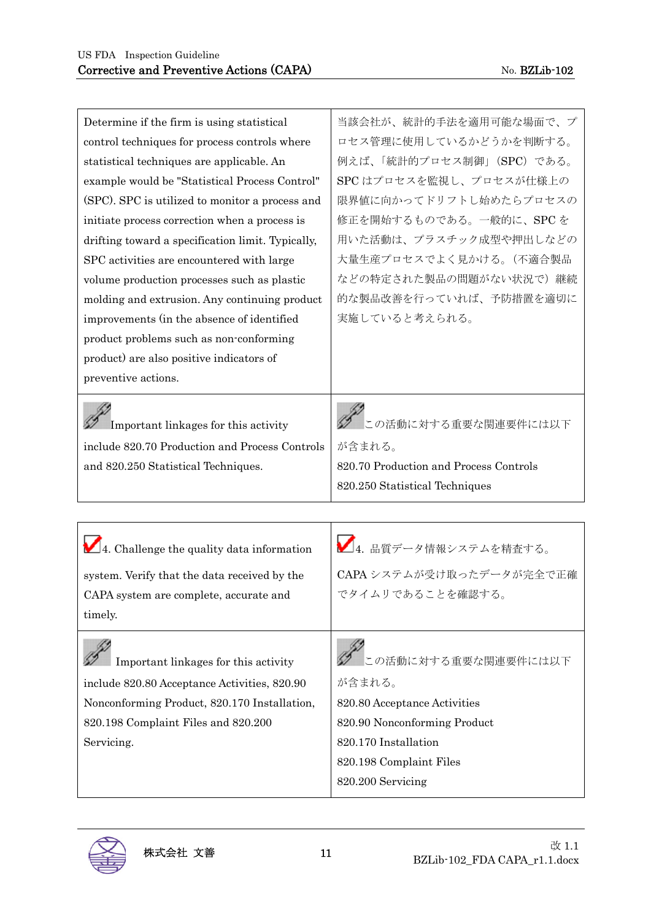| Determine if the firm is using statistical control techniques for process controls where statistical techniques are applicable. An example would be "Statistical Process Control" (SPC). SPC is utilized to monitor a process and initiate process correction when a process is drifting toward a specification limit. Typically, SPC activities are encountered with large volume production processes such as plastic molding and extrusion. Any continuing product improvements (in the absence of identified product problems such as non-conforming product) are also positive indicators of preventive actions. | 当該会社が、統計的手法を適用可能な場面で、プロセス管理に使用しているかどうかを判断する。例えば、「統計的プロセス制御」（SPC）である。SPC はプロセスを監視し、プロセスが仕様上の限界値に向かってドリフトし始めたらプロセスの修正を開始するものである。一般的に、SPC を用いた活動は、プラスチック成型や押出しなどの大量生産プロセスでよく見かける。（不適合製品などの特定された製品の問題がない状況で）継続的な製品改善を行っていれば、予防措置を適切に実施していると考えられる。 |
|---|---|
| Important linkages for this activity include 820.70 Production and Process Controls and 820.250 Statistical Techniques. | この活動に対する重要な関連要件には以下が含まれる。<br>820.70 Production and Process Controls<br>820.250 Statistical Techniques |

| 4. Challenge the quality data information system. Verify that the data received by the CAPA system are complete, accurate and timely. | 4. 品質データ情報システムを精査する。<br>CAPA システムが受け取ったデータが完全で正確でタイムリであることを確認する。 |
|---|---|
| Important linkages for this activity include 820.80 Acceptance Activities, 820.90 Nonconforming Product, 820.170 Installation, 820.198 Complaint Files and 820.200 Servicing. | この活動に対する重要な関連要件には以下が含まれる。<br>820.80 Acceptance Activities<br>820.90 Nonconforming Product<br>820.170 Installation<br>820.198 Complaint Files<br>820.200 Servicing |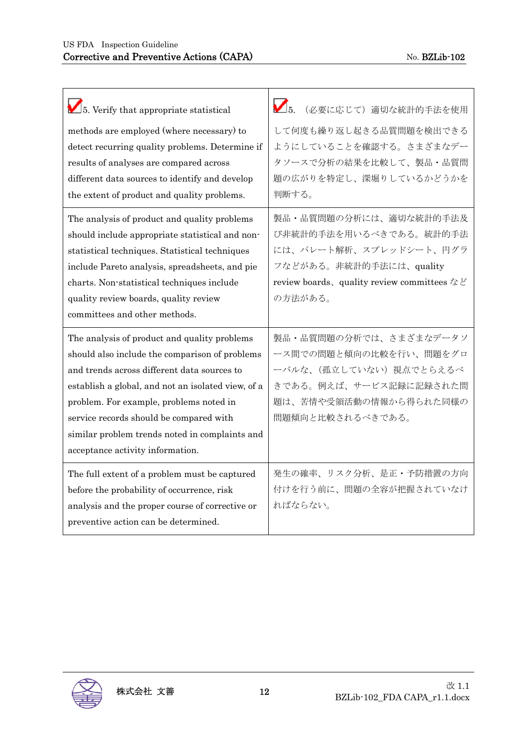| 5. Verify that appropriate statistical methods are employed (where necessary) to detect recurring quality problems. Determine if results of analyses are compared across different data sources to identify and develop the extent of product and quality problems. | 5. （必要に応じて）適切な統計的手法を使用して何度も繰り返し起きる品質問題を検出できるようにしていることを確認する。さまざまなデータソースで分析の結果を比較して、製品・品質問題の広がりを特定し、深堀りしているかどうかを判断する。 |
|---|---|
| The analysis of product and quality problems should include appropriate statistical and non-statistical techniques. Statistical techniques include Pareto analysis, spreadsheets, and pie charts. Non-statistical techniques include quality review boards, quality review committees and other methods. | 製品・品質問題の分析には、適切な統計的手法及び非統計的手法を用いるべきである。統計的手法には、パレート解析、スプレッドシート、円グラフなどがある。非統計的手法には、quality review boards、quality review committees などの方法がある。 |
| The analysis of product and quality problems should also include the comparison of problems and trends across different data sources to establish a global, and not an isolated view, of a problem. For example, problems noted in service records should be compared with similar problem trends noted in complaints and acceptance activity information. | 製品・品質問題の分析では、さまざまなデータソース間での問題と傾向の比較を行い、問題をグローバルな、（孤立していない）視点でとらえるべきである。例えば、サービス記録に記録された問題は、苦情や受領活動の情報から得られた同様の問題傾向と比較されるべきである。 |
| The full extent of a problem must be captured before the probability of occurrence, risk analysis and the proper course of corrective or preventive action can be determined. | 発生の確率、リスク分析、是正・予防措置の方向付けを行う前に、問題の全容が把握されていなければならない。 |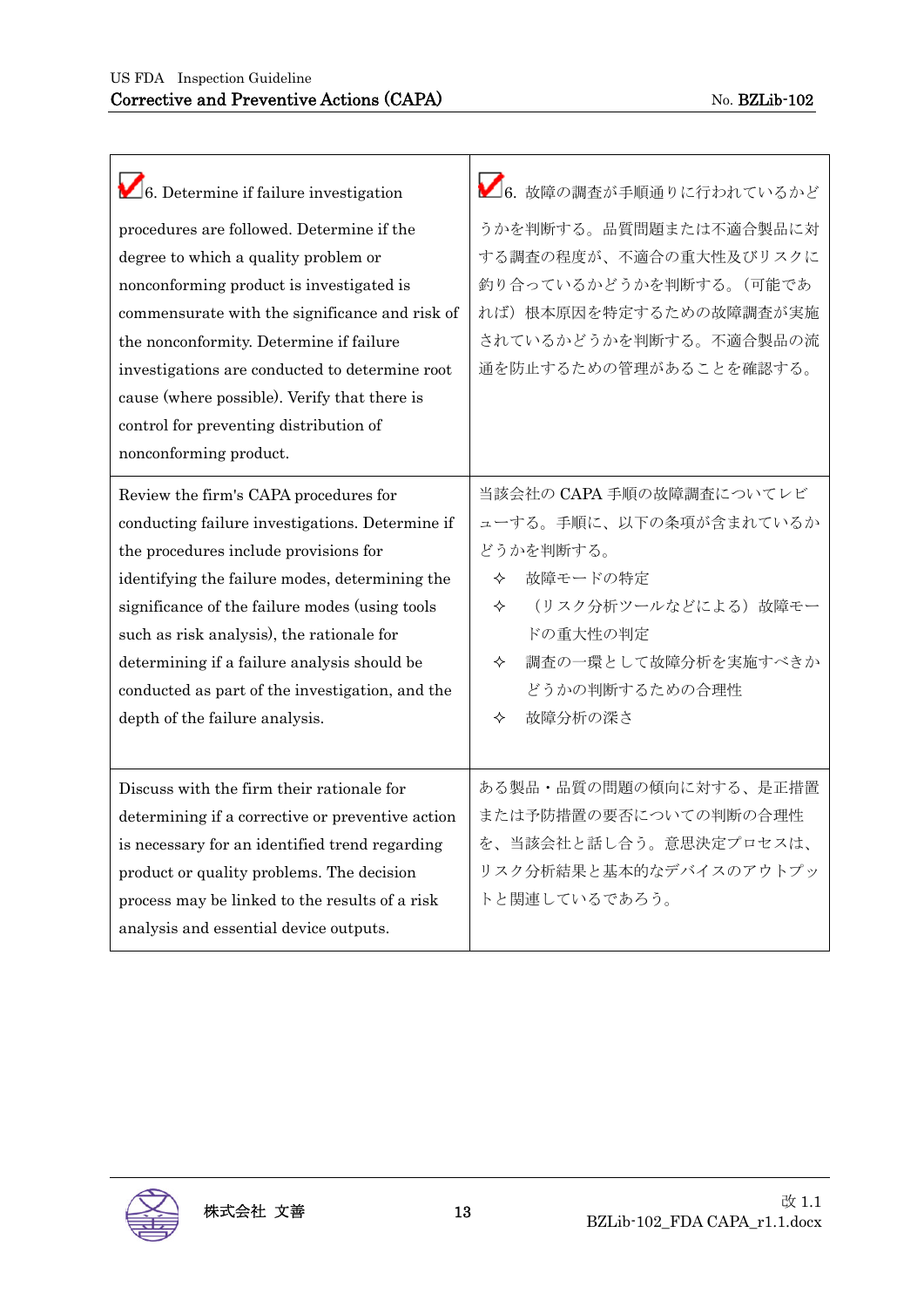| | |
|---|---|
| ✓6. Determine if failure investigation procedures are followed. Determine if the degree to which a quality problem or nonconforming product is investigated is commensurate with the significance and risk of the nonconformity. Determine if failure investigations are conducted to determine root cause (where possible). Verify that there is control for preventing distribution of nonconforming product. | ✓6. 故障の調査が手順通りに行われているかどうかを判断する。品質問題または不適合製品に対する調査の程度が、不適合の重大性及びリスクに釣り合っているかどうかを判断する。（可能であれば）根本原因を特定するための故障調査が実施されているかどうかを判断する。不適合製品の流通を防止するための管理があることを確認する。 |
| Review the firm's CAPA procedures for conducting failure investigations. Determine if the procedures include provisions for identifying the failure modes, determining the significance of the failure modes (using tools such as risk analysis), the rationale for determining if a failure analysis should be conducted as part of the investigation, and the depth of the failure analysis. | 当該会社の CAPA 手順の故障調査についてレビューする。手順に、以下の条項が含まれているかどうかを判断する。<br>✧ 故障モードの特定<br>✧ （リスク分析ツールなどによる）故障モードの重大性の判定<br>✧ 調査の一環として故障分析を実施すべきかどうかの判断するための合理性<br>✧ 故障分析の深さ |
| Discuss with the firm their rationale for determining if a corrective or preventive action is necessary for an identified trend regarding product or quality problems. The decision process may be linked to the results of a risk analysis and essential device outputs. | ある製品・品質の問題の傾向に対する、是正措置または予防措置の要否についての判断の合理性を、当該会社と話し合う。意思決定プロセスは、リスク分析結果と基本的なデバイスのアウトプットと関連しているであろう。 |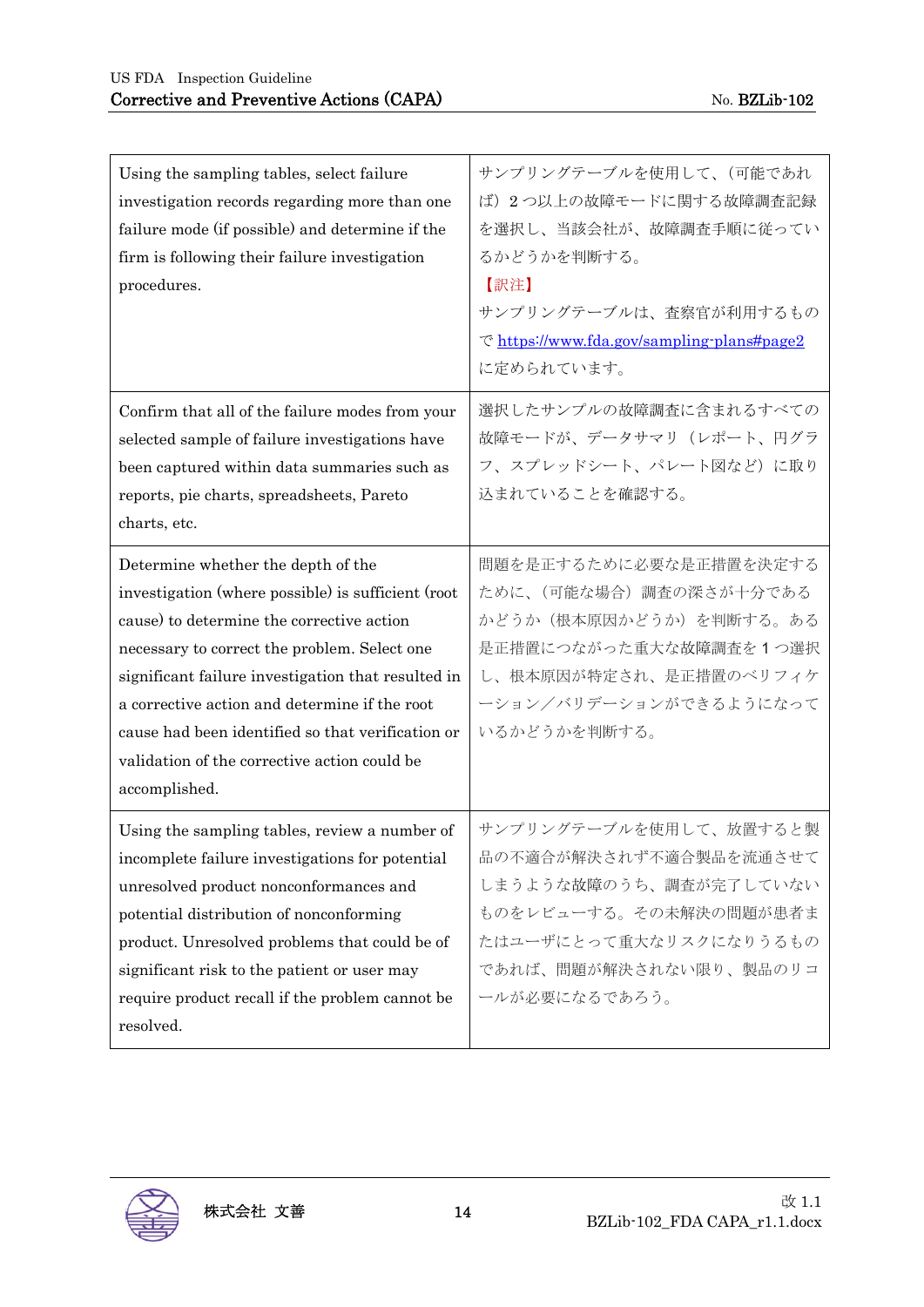| | |
|---|---|
| Using the sampling tables, select failure investigation records regarding more than one failure mode (if possible) and determine if the firm is following their failure investigation procedures. | サンプリングテーブルを使用して、(可能であれば) 2 つ以上の故障モードに関する故障調査記録を選択し、当該会社が、故障調査手順に従っているかどうかを判断する。<br>【訳注】<br>サンプリングテーブルは、査察官が利用するもので https://www.fda.gov/sampling-plans#page2 に定められています。 |
| Confirm that all of the failure modes from your selected sample of failure investigations have been captured within data summaries such as reports, pie charts, spreadsheets, Pareto charts, etc. | 選択したサンプルの故障調査に含まれるすべての故障モードが、データサマリ(レポート、円グラフ、スプレッドシート、パレート図など)に取り込まれていることを確認する。 |
| Determine whether the depth of the investigation (where possible) is sufficient (root cause) to determine the corrective action necessary to correct the problem. Select one significant failure investigation that resulted in a corrective action and determine if the root cause had been identified so that verification or validation of the corrective action could be accomplished. | 問題を是正するために必要な是正措置を決定するために、(可能な場合) 調査の深さが十分であるかどうか(根本原因かどうか) を判断する。ある是正措置につながった重大な故障調査を 1 つ選択し、根本原因が特定され、是正措置のベリフィケーション/バリデーションができるようになっているかどうかを判断する。 |
| Using the sampling tables, review a number of incomplete failure investigations for potential unresolved product nonconformances and potential distribution of nonconforming product. Unresolved problems that could be of significant risk to the patient or user may require product recall if the problem cannot be resolved. | サンプリングテーブルを使用して、放置すると製品の不適合が解決されず不適合製品を流通させてしまうような故障のうち、調査が完了していないものをレビューする。その未解決の問題が患者またはユーザにとって重大なリスクになりうるものであれば、問題が解決されない限り、製品のリコールが必要になるであろう。 |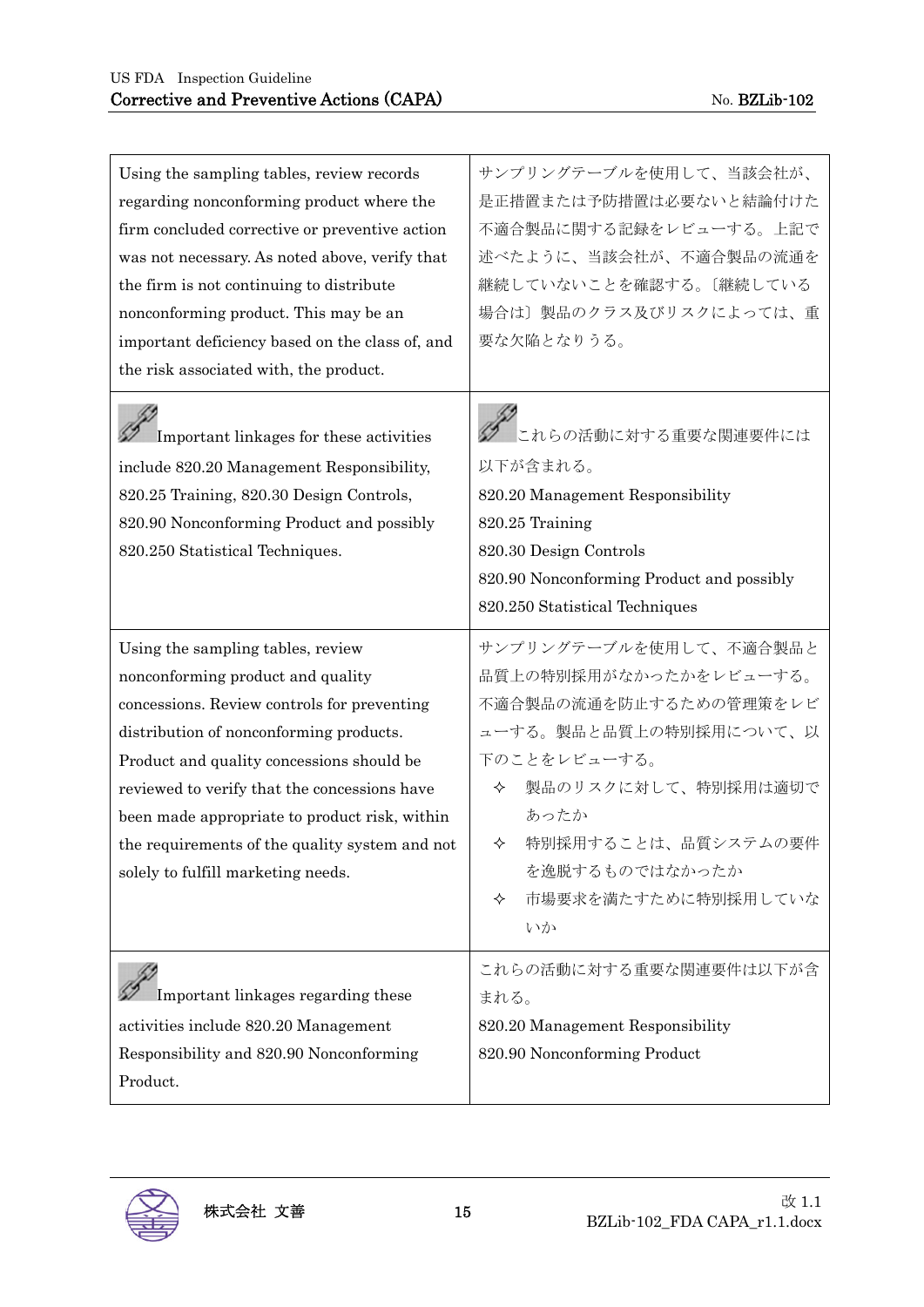| | |
|---|---|
| Using the sampling tables, review records regarding nonconforming product where the firm concluded corrective or preventive action was not necessary. As noted above, verify that the firm is not continuing to distribute nonconforming product. This may be an important deficiency based on the class of, and the risk associated with, the product. | サンプリングテーブルを使用して、当該会社が、是正措置または予防措置は必要ないと結論付けた不適合製品に関する記録をレビューする。上記で述べたように、当該会社が、不適合製品の流通を継続していないことを確認する。〔継続している場合は〕製品のクラス及びリスクによっては、重要な欠陥となりうる。 |
| Important linkages for these activities include 820.20 Management Responsibility, 820.25 Training, 820.30 Design Controls, 820.90 Nonconforming Product and possibly 820.250 Statistical Techniques. | これらの活動に対する重要な関連要件には以下が含まれる。<br>820.20 Management Responsibility<br>820.25 Training<br>820.30 Design Controls<br>820.90 Nonconforming Product and possibly<br>820.250 Statistical Techniques |
| Using the sampling tables, review nonconforming product and quality concessions. Review controls for preventing distribution of nonconforming products. Product and quality concessions should be reviewed to verify that the concessions have been made appropriate to product risk, within the requirements of the quality system and not solely to fulfill marketing needs. | サンプリングテーブルを使用して、不適合製品と品質上の特別採用がなかったかをレビューする。不適合製品の流通を防止するための管理策をレビューする。製品と品質上の特別採用について、以下のことをレビューする。<br>✧ 製品のリスクに対して、特別採用は適切であったか<br>✧ 特別採用することは、品質システムの要件を逸脱するものではなかったか<br>✧ 市場要求を満たすために特別採用していないか |
| Important linkages regarding these activities include 820.20 Management Responsibility and 820.90 Nonconforming Product. | これらの活動に対する重要な関連要件は以下が含まれる。<br>820.20 Management Responsibility<br>820.90 Nonconforming Product |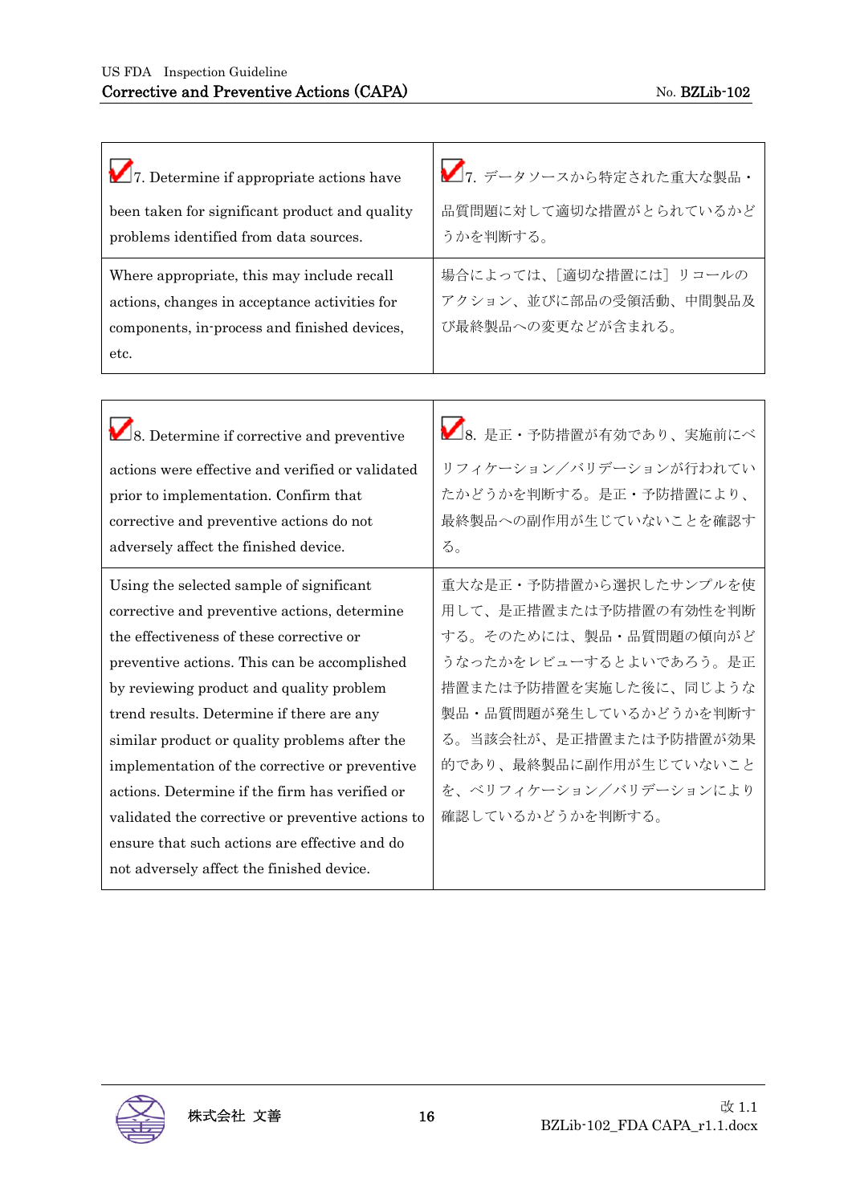| ✔7. Determine if appropriate actions have been taken for significant product and quality problems identified from data sources. | ✔7. データソースから特定された重大な製品・品質問題に対して適切な措置がとられているかどうかを判断する。 |
|---|---|
| Where appropriate, this may include recall actions, changes in acceptance activities for components, in-process and finished devices, etc. | 場合によっては、[適切な措置には] リコールのアクション、並びに部品の受領活動、中間製品及び最終製品への変更などが含まれる。 |

| ✔8. Determine if corrective and preventive actions were effective and verified or validated prior to implementation. Confirm that corrective and preventive actions do not adversely affect the finished device. | ✔8. 是正・予防措置が有効であり、実施前にベリフィケーション／バリデーションが行われていたかどうかを判断する。是正・予防措置により、最終製品への副作用が生じていないことを確認する。 |
|---|---|
| Using the selected sample of significant corrective and preventive actions, determine the effectiveness of these corrective or preventive actions. This can be accomplished by reviewing product and quality problem trend results. Determine if there are any similar product or quality problems after the implementation of the corrective or preventive actions. Determine if the firm has verified or validated the corrective or preventive actions to ensure that such actions are effective and do not adversely affect the finished device. | 重大な是正・予防措置から選択したサンプルを使用して、是正措置または予防措置の有効性を判断する。そのためには、製品・品質問題の傾向がどうなったかをレビューするとよいであろう。是正措置または予防措置を実施した後に、同じような製品・品質問題が発生しているかどうかを判断する。当該会社が、是正措置または予防措置が効果的であり、最終製品に副作用が生じていないことを、ベリフィケーション／バリデーションにより確認しているかどうかを判断する。 |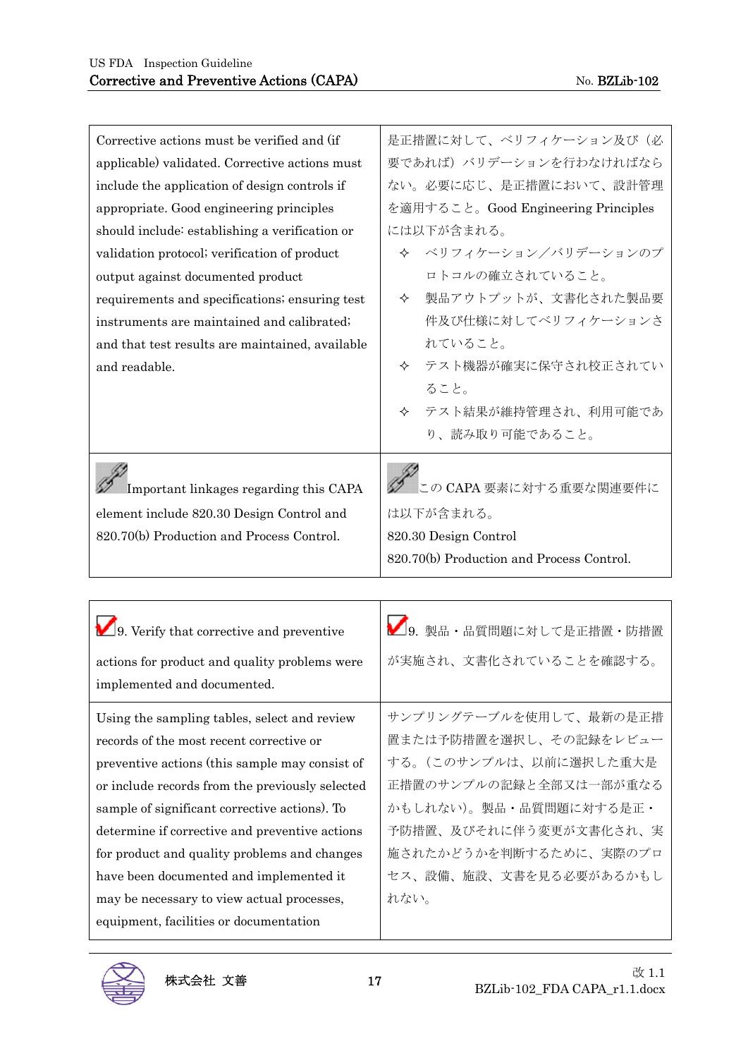| Corrective actions must be verified and (if applicable) validated. Corrective actions must include the application of design controls if appropriate. Good engineering principles should include: establishing a verification or validation protocol; verification of product output against documented product requirements and specifications; ensuring test instruments are maintained and calibrated; and that test results are maintained, available and readable. | 是正措置に対して、ベリフィケーション及び（必要であれば）バリデーションを行わなければならない。必要に応じ、是正措置において、設計管理を適用すること。Good Engineering Principles には以下が含まれる。<br>✧ ベリフィケーション／バリデーションのプロトコルの確立されていること。<br>✧ 製品アウトプットが、文書化された製品要件及び仕様に対してベリフィケーションされていること。<br>✧ テスト機器が確実に保守され校正されていること。<br>✧ テスト結果が維持管理され、利用可能であり、読み取り可能であること。 |
|---|---|
| Important linkages regarding this CAPA element include 820.30 Design Control and 820.70(b) Production and Process Control. | この CAPA 要素に対する重要な関連要件には以下が含まれる。<br>820.30 Design Control<br>820.70(b) Production and Process Control. |

| 9. Verify that corrective and preventive actions for product and quality problems were implemented and documented. | 9. 製品・品質問題に対して是正措置・防措置が実施され、文書化されていることを確認する。 |
|---|---|
| Using the sampling tables, select and review records of the most recent corrective or preventive actions (this sample may consist of or include records from the previously selected sample of significant corrective actions). To determine if corrective and preventive actions for product and quality problems and changes have been documented and implemented it may be necessary to view actual processes, equipment, facilities or documentation | サンプリングテーブルを使用して、最新の是正措置または予防措置を選択し、その記録をレビューする。（このサンプルは、以前に選択した重大是正措置のサンプルの記録と全部又は一部が重なるかもしれない）。製品・品質問題に対する是正・予防措置、及びそれに伴う変更が文書化され、実施されたかどうかを判断するために、実際のプロセス、設備、施設、文書を見る必要があるかもしれない。 |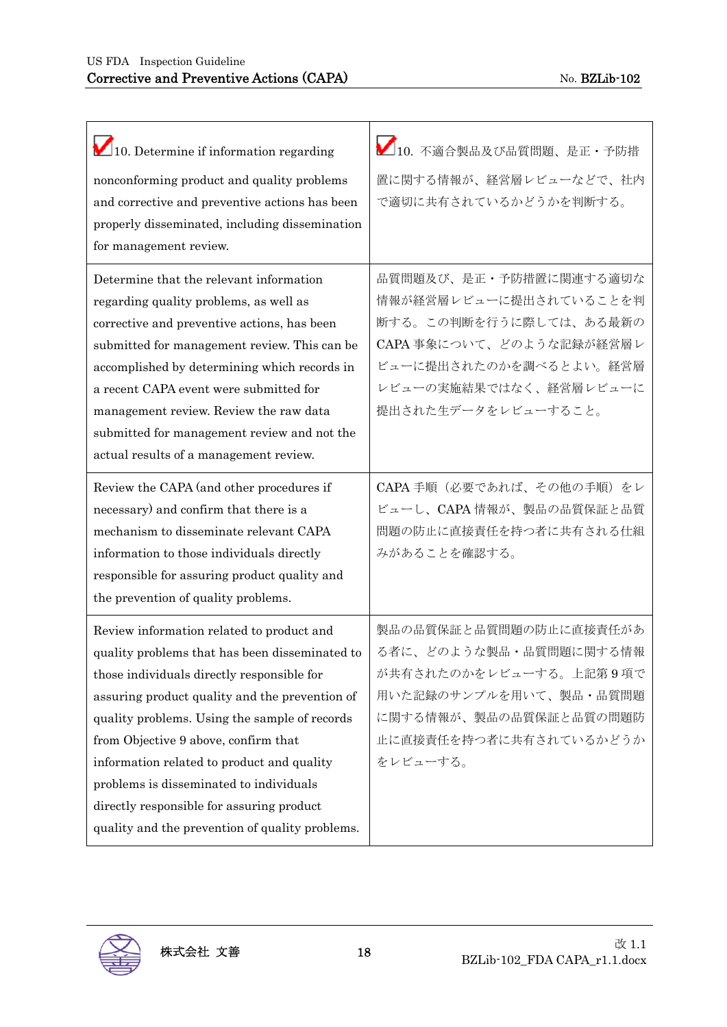| ☑ 10. Determine if information regarding nonconforming product and quality problems and corrective and preventive actions has been properly disseminated, including dissemination for management review. | ☑ 10. 不適合製品及び品質問題、是正・予防措置に関する情報が、経営層レビューなどで、社内で適切に共有されているかどうかを判断する。 |
|---|---|
| Determine that the relevant information regarding quality problems, as well as corrective and preventive actions, has been submitted for management review. This can be accomplished by determining which records in a recent CAPA event were submitted for management review. Review the raw data submitted for management review and not the actual results of a management review. | 品質問題及び、是正・予防措置に関連する適切な情報が経営層レビューに提出されていることを判断する。この判断を行うに際しては、ある最新のCAPA 事象について、どのような記録が経営層レビューに提出されたのかを調べるとよい。経営層レビューの実施結果ではなく、経営層レビューに提出された生データをレビューすること。 |
| Review the CAPA (and other procedures if necessary) and confirm that there is a mechanism to disseminate relevant CAPA information to those individuals directly responsible for assuring product quality and the prevention of quality problems. | CAPA 手順（必要であれば、その他の手順）をレビューし、CAPA 情報が、製品の品質保証と品質問題の防止に直接責任を持つ者に共有される仕組みがあることを確認する。 |
| Review information related to product and quality problems that has been disseminated to those individuals directly responsible for assuring product quality and the prevention of quality problems. Using the sample of records from Objective 9 above, confirm that information related to product and quality problems is disseminated to individuals directly responsible for assuring product quality and the prevention of quality problems. | 製品の品質保証と品質問題の防止に直接責任がある者に、どのような製品・品質問題に関する情報が共有されたのかをレビューする。上記第 9 項で用いた記録のサンプルを用いて、製品・品質問題に関する情報が、製品の品質保証と品質の問題防止に直接責任を持つ者に共有されているかどうかをレビューする。 |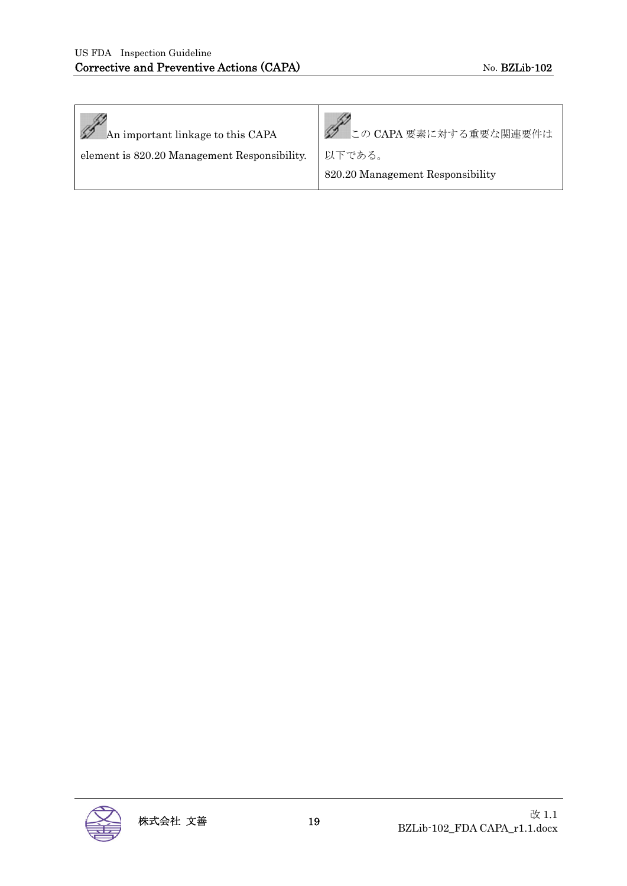| An important linkage to this CAPA element is 820.20 Management Responsibility. | この CAPA 要素に対する重要な関連要件は以下である。<br>820.20 Management Responsibility |
|---|---|